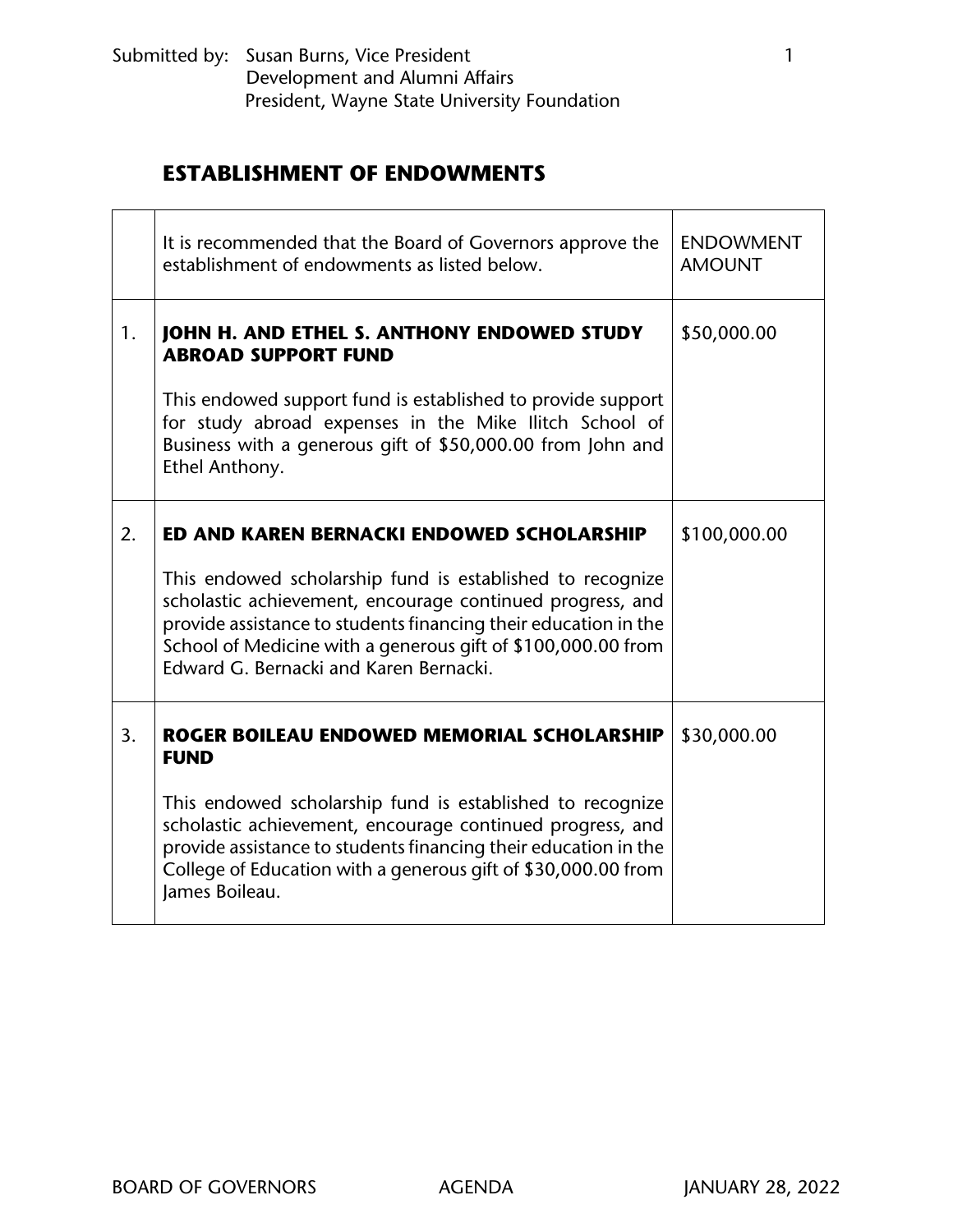Submitted by: Susan Burns, Vice President
Development and Alumni Affairs
President, Wayne State University Foundation

## ESTABLISHMENT OF ENDOWMENTS

| | It is recommended that the Board of Governors approve the establishment of endowments as listed below. | ENDOWMENT AMOUNT |
|---|---|---|
| 1. | **JOHN H. AND ETHEL S. ANTHONY ENDOWED STUDY ABROAD SUPPORT FUND**<br><br>This endowed support fund is established to provide support for study abroad expenses in the Mike Ilitch School of Business with a generous gift of $50,000.00 from John and Ethel Anthony. | $50,000.00 |
| 2. | **ED AND KAREN BERNACKI ENDOWED SCHOLARSHIP**<br><br>This endowed scholarship fund is established to recognize scholastic achievement, encourage continued progress, and provide assistance to students financing their education in the School of Medicine with a generous gift of $100,000.00 from Edward G. Bernacki and Karen Bernacki. | $100,000.00 |
| 3. | **ROGER BOILEAU ENDOWED MEMORIAL SCHOLARSHIP FUND**<br><br>This endowed scholarship fund is established to recognize scholastic achievement, encourage continued progress, and provide assistance to students financing their education in the College of Education with a generous gift of $30,000.00 from James Boileau. | $30,000.00 |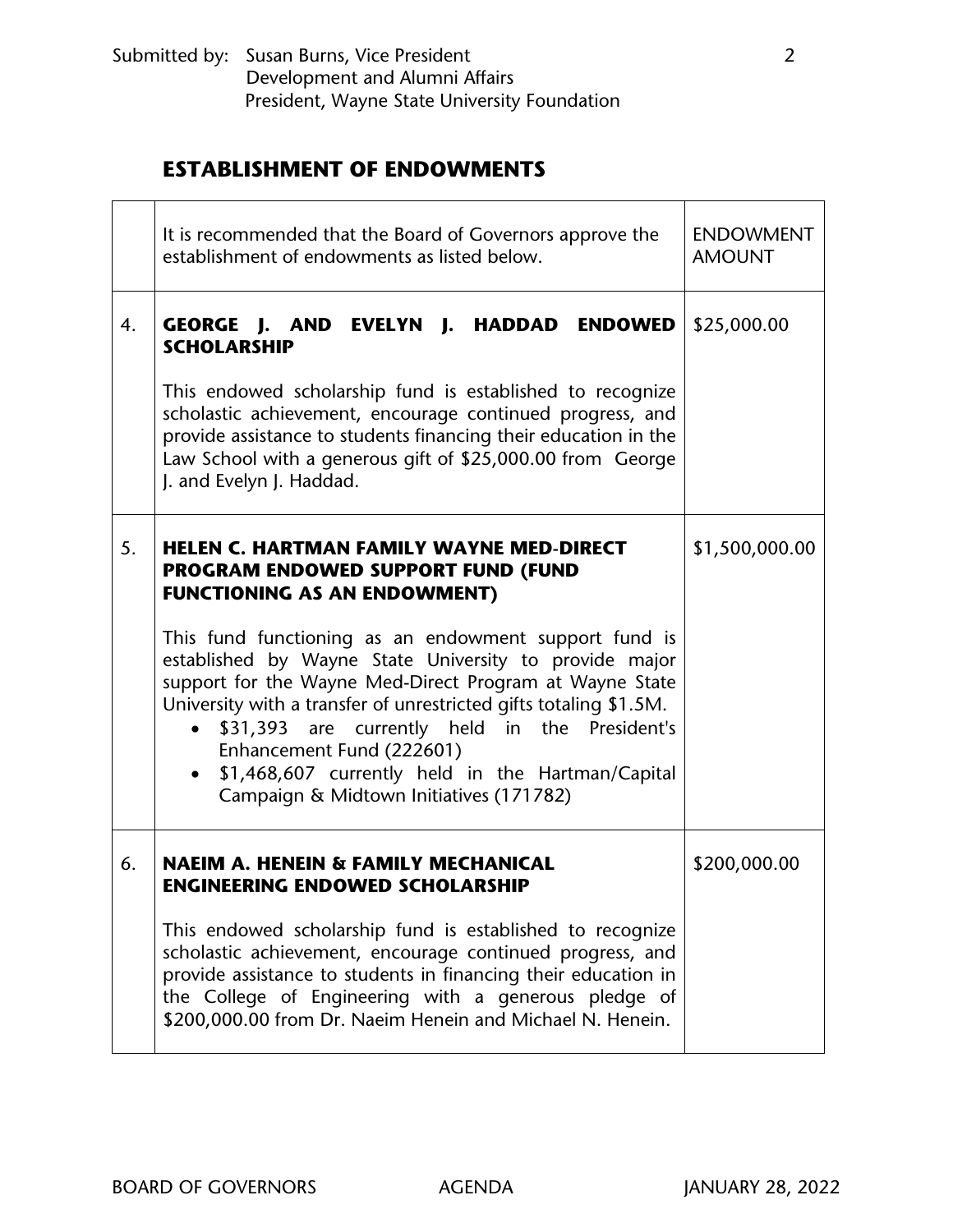Submitted by: Susan Burns, Vice President
Development and Alumni Affairs
President, Wayne State University Foundation

## ESTABLISHMENT OF ENDOWMENTS

| | It is recommended that the Board of Governors approve the establishment of endowments as listed below. | ENDOWMENT AMOUNT |
|---|---|---|
| 4. | **GEORGE J. AND EVELYN J. HADDAD ENDOWED SCHOLARSHIP**<br><br>This endowed scholarship fund is established to recognize scholastic achievement, encourage continued progress, and provide assistance to students financing their education in the Law School with a generous gift of $25,000.00 from George J. and Evelyn J. Haddad. | $25,000.00 |
| 5. | **HELEN C. HARTMAN FAMILY WAYNE MED-DIRECT PROGRAM ENDOWED SUPPORT FUND (FUND FUNCTIONING AS AN ENDOWMENT)**<br><br>This fund functioning as an endowment support fund is established by Wayne State University to provide major support for the Wayne Med-Direct Program at Wayne State University with a transfer of unrestricted gifts totaling $1.5M.<br>• $31,393 are currently held in the President's Enhancement Fund (222601)<br>• $1,468,607 currently held in the Hartman/Capital Campaign & Midtown Initiatives (171782) | $1,500,000.00 |
| 6. | **NAEIM A. HENEIN & FAMILY MECHANICAL ENGINEERING ENDOWED SCHOLARSHIP**<br><br>This endowed scholarship fund is established to recognize scholastic achievement, encourage continued progress, and provide assistance to students in financing their education in the College of Engineering with a generous pledge of $200,000.00 from Dr. Naeim Henein and Michael N. Henein. | $200,000.00 |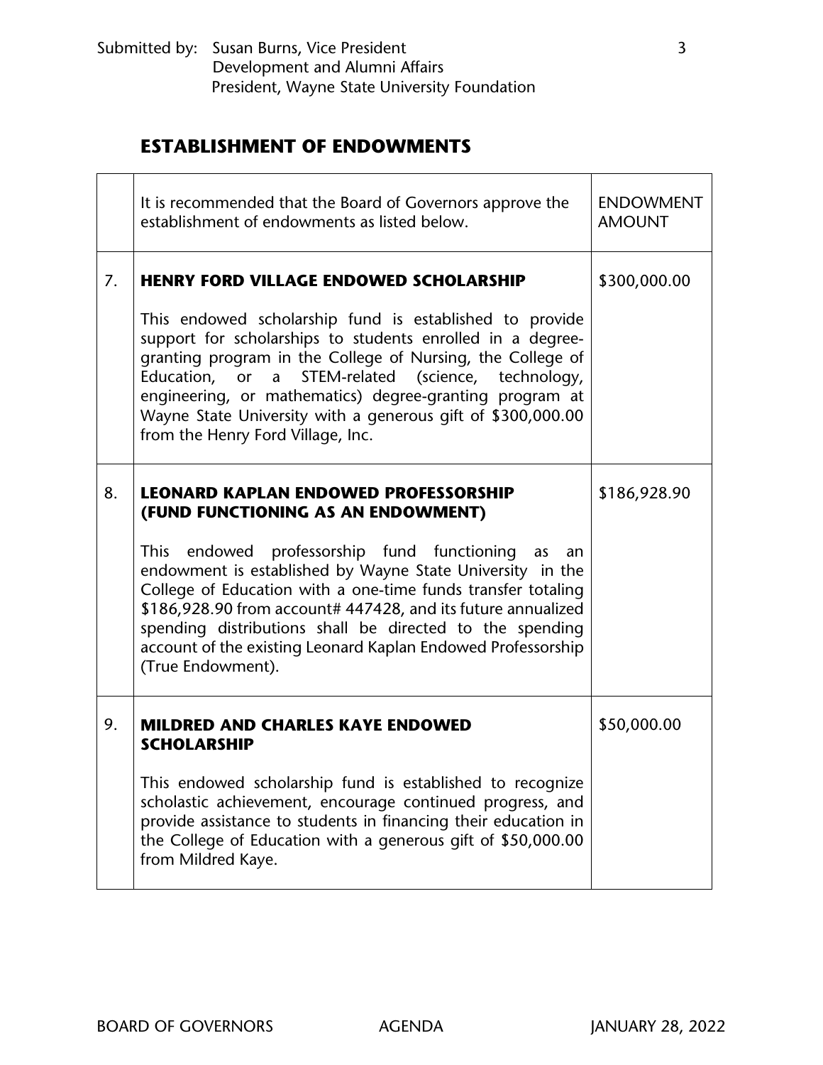Submitted by: Susan Burns, Vice President
Development and Alumni Affairs
President, Wayne State University Foundation

## ESTABLISHMENT OF ENDOWMENTS

| | It is recommended that the Board of Governors approve the establishment of endowments as listed below. | ENDOWMENT AMOUNT |
|---|---|---|
| 7. | **HENRY FORD VILLAGE ENDOWED SCHOLARSHIP**<br><br>This endowed scholarship fund is established to provide support for scholarships to students enrolled in a degree-granting program in the College of Nursing, the College of Education, or a STEM-related (science, technology, engineering, or mathematics) degree-granting program at Wayne State University with a generous gift of $300,000.00 from the Henry Ford Village, Inc. | $300,000.00 |
| 8. | **LEONARD KAPLAN ENDOWED PROFESSORSHIP (FUND FUNCTIONING AS AN ENDOWMENT)**<br><br>This endowed professorship fund functioning as an endowment is established by Wayne State University in the College of Education with a one-time funds transfer totaling $186,928.90 from account# 447428, and its future annualized spending distributions shall be directed to the spending account of the existing Leonard Kaplan Endowed Professorship (True Endowment). | $186,928.90 |
| 9. | **MILDRED AND CHARLES KAYE ENDOWED SCHOLARSHIP**<br><br>This endowed scholarship fund is established to recognize scholastic achievement, encourage continued progress, and provide assistance to students in financing their education in the College of Education with a generous gift of $50,000.00 from Mildred Kaye. | $50,000.00 |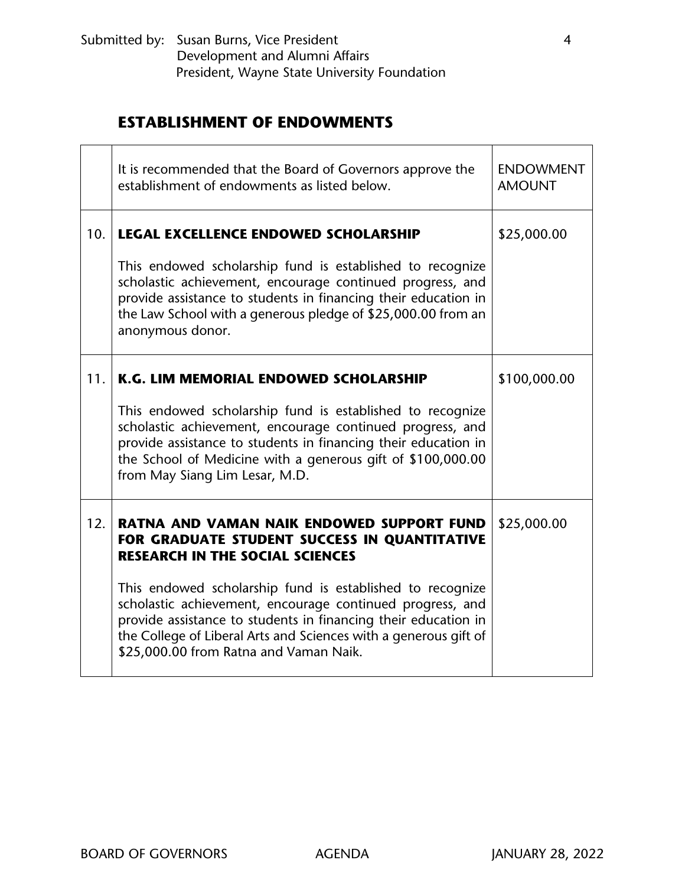Submitted by: Susan Burns, Vice President
Development and Alumni Affairs
President, Wayne State University Foundation

## ESTABLISHMENT OF ENDOWMENTS

| | It is recommended that the Board of Governors approve the establishment of endowments as listed below. | ENDOWMENT AMOUNT |
|---|---|---|
| 10. | **LEGAL EXCELLENCE ENDOWED SCHOLARSHIP**<br><br>This endowed scholarship fund is established to recognize scholastic achievement, encourage continued progress, and provide assistance to students in financing their education in the Law School with a generous pledge of $25,000.00 from an anonymous donor. | $25,000.00 |
| 11. | **K.G. LIM MEMORIAL ENDOWED SCHOLARSHIP**<br><br>This endowed scholarship fund is established to recognize scholastic achievement, encourage continued progress, and provide assistance to students in financing their education in the School of Medicine with a generous gift of $100,000.00 from May Siang Lim Lesar, M.D. | $100,000.00 |
| 12. | **RATNA AND VAMAN NAIK ENDOWED SUPPORT FUND FOR GRADUATE STUDENT SUCCESS IN QUANTITATIVE RESEARCH IN THE SOCIAL SCIENCES**<br><br>This endowed scholarship fund is established to recognize scholastic achievement, encourage continued progress, and provide assistance to students in financing their education in the College of Liberal Arts and Sciences with a generous gift of $25,000.00 from Ratna and Vaman Naik. | $25,000.00 |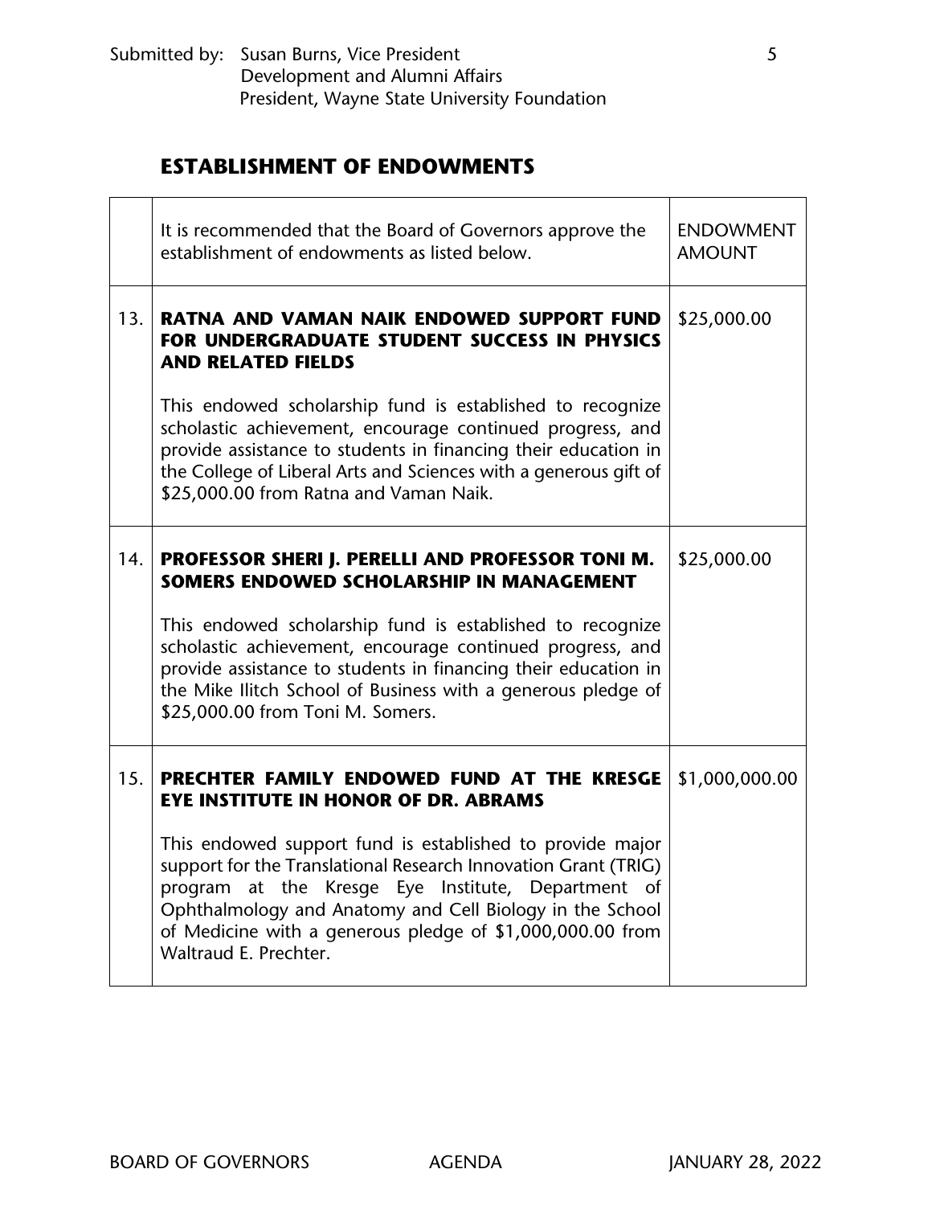Submitted by: Susan Burns, Vice President
Development and Alumni Affairs
President, Wayne State University Foundation

## ESTABLISHMENT OF ENDOWMENTS

| | It is recommended that the Board of Governors approve the establishment of endowments as listed below. | ENDOWMENT AMOUNT |
|---|---|---|
| 13. | **RATNA AND VAMAN NAIK ENDOWED SUPPORT FUND FOR UNDERGRADUATE STUDENT SUCCESS IN PHYSICS AND RELATED FIELDS**<br><br>This endowed scholarship fund is established to recognize scholastic achievement, encourage continued progress, and provide assistance to students in financing their education in the College of Liberal Arts and Sciences with a generous gift of \$25,000.00 from Ratna and Vaman Naik. | \$25,000.00 |
| 14. | **PROFESSOR SHERI J. PERELLI AND PROFESSOR TONI M. SOMERS ENDOWED SCHOLARSHIP IN MANAGEMENT**<br><br>This endowed scholarship fund is established to recognize scholastic achievement, encourage continued progress, and provide assistance to students in financing their education in the Mike Ilitch School of Business with a generous pledge of \$25,000.00 from Toni M. Somers. | \$25,000.00 |
| 15. | **PRECHTER FAMILY ENDOWED FUND AT THE KRESGE EYE INSTITUTE IN HONOR OF DR. ABRAMS**<br><br>This endowed support fund is established to provide major support for the Translational Research Innovation Grant (TRIG) program at the Kresge Eye Institute, Department of Ophthalmology and Anatomy and Cell Biology in the School of Medicine with a generous pledge of \$1,000,000.00 from Waltraud E. Prechter. | \$1,000,000.00 |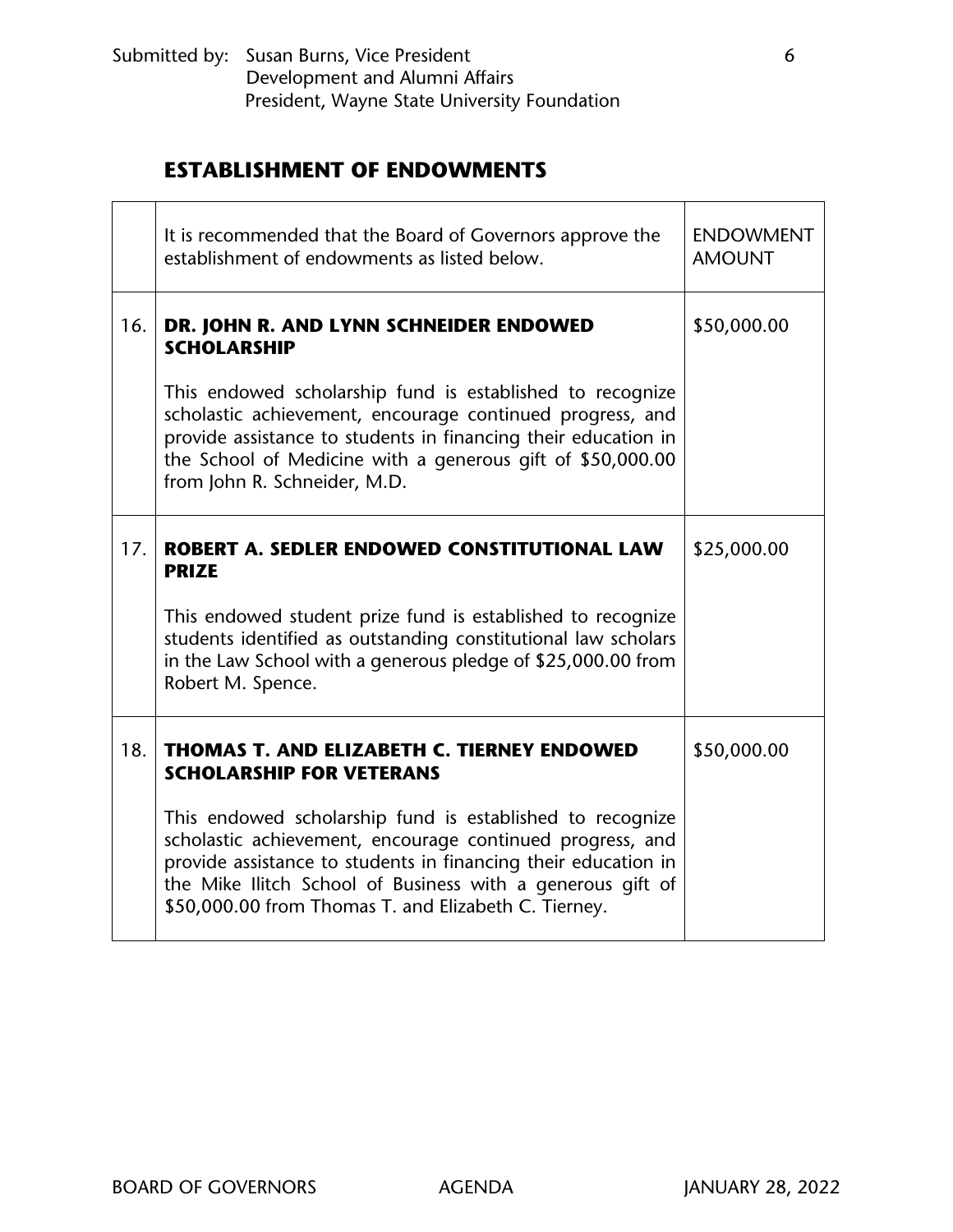Submitted by: Susan Burns, Vice President
Development and Alumni Affairs
President, Wayne State University Foundation

## ESTABLISHMENT OF ENDOWMENTS

| | It is recommended that the Board of Governors approve the establishment of endowments as listed below. | ENDOWMENT AMOUNT |
|---|---|---|
| 16. | **DR. JOHN R. AND LYNN SCHNEIDER ENDOWED SCHOLARSHIP**<br><br>This endowed scholarship fund is established to recognize scholastic achievement, encourage continued progress, and provide assistance to students in financing their education in the School of Medicine with a generous gift of $50,000.00 from John R. Schneider, M.D. | $50,000.00 |
| 17. | **ROBERT A. SEDLER ENDOWED CONSTITUTIONAL LAW PRIZE**<br><br>This endowed student prize fund is established to recognize students identified as outstanding constitutional law scholars in the Law School with a generous pledge of $25,000.00 from Robert M. Spence. | $25,000.00 |
| 18. | **THOMAS T. AND ELIZABETH C. TIERNEY ENDOWED SCHOLARSHIP FOR VETERANS**<br><br>This endowed scholarship fund is established to recognize scholastic achievement, encourage continued progress, and provide assistance to students in financing their education in the Mike Ilitch School of Business with a generous gift of $50,000.00 from Thomas T. and Elizabeth C. Tierney. | $50,000.00 |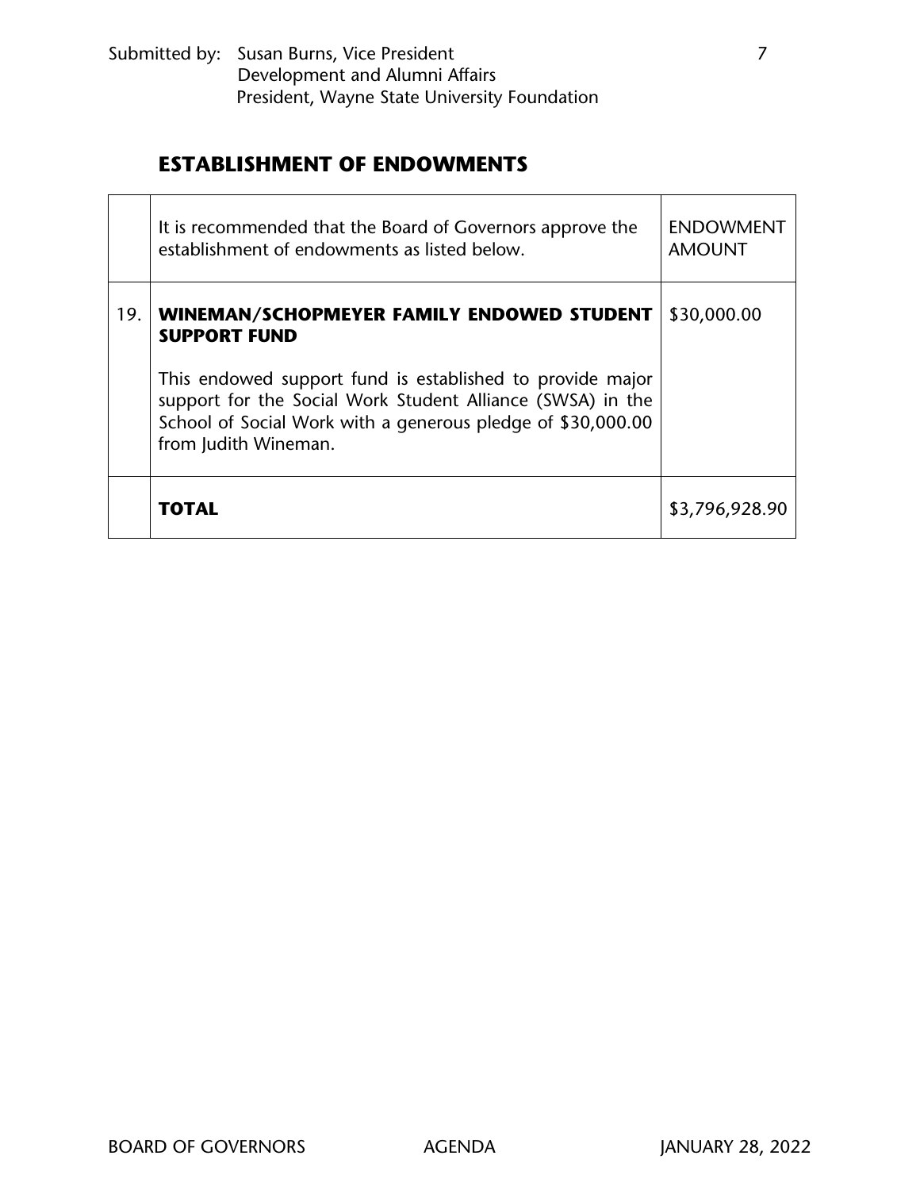Submitted by: Susan Burns, Vice President
Development and Alumni Affairs
President, Wayne State University Foundation

## ESTABLISHMENT OF ENDOWMENTS

| | It is recommended that the Board of Governors approve the establishment of endowments as listed below. | ENDOWMENT AMOUNT |
|---|---|---|
| 19. | **WINEMAN/SCHOPMEYER FAMILY ENDOWED STUDENT SUPPORT FUND**<br><br>This endowed support fund is established to provide major support for the Social Work Student Alliance (SWSA) in the School of Social Work with a generous pledge of $30,000.00 from Judith Wineman. | $30,000.00 |
| | **TOTAL** | $3,796,928.90 |

BOARD OF GOVERNORS AGENDA JANUARY 28, 2022